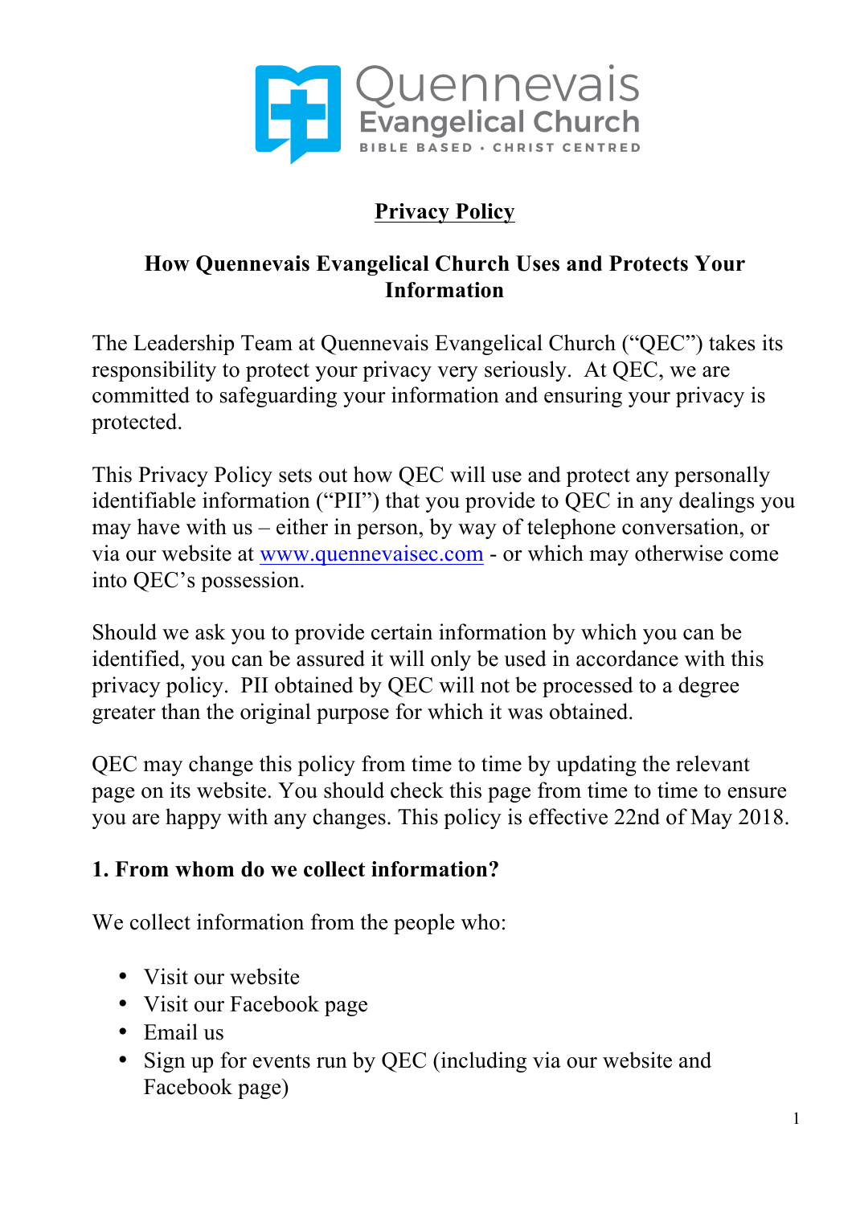Quennevais Evangelical Church

BIBLE BASED • CHRIST CENTRED

# Privacy Policy

## How Quennevais Evangelical Church Uses and Protects Your Information

The Leadership Team at Quennevais Evangelical Church ("QEC") takes its responsibility to protect your privacy very seriously. At QEC, we are committed to safeguarding your information and ensuring your privacy is protected.

This Privacy Policy sets out how QEC will use and protect any personally identifiable information ("PII") that you provide to QEC in any dealings you may have with us – either in person, by way of telephone conversation, or via our website at [www.quennevaisec.com](www.quennevaisec.com) - or which may otherwise come into QEC's possession.

Should we ask you to provide certain information by which you can be identified, you can be assured it will only be used in accordance with this privacy policy. PII obtained by QEC will not be processed to a degree greater than the original purpose for which it was obtained.

QEC may change this policy from time to time by updating the relevant page on its website. You should check this page from time to time to ensure you are happy with any changes. This policy is effective 22nd of May 2018.

### 1. From whom do we collect information?

We collect information from the people who:

- Visit our website
- Visit our Facebook page
- Email us
- Sign up for events run by QEC (including via our website and Facebook page)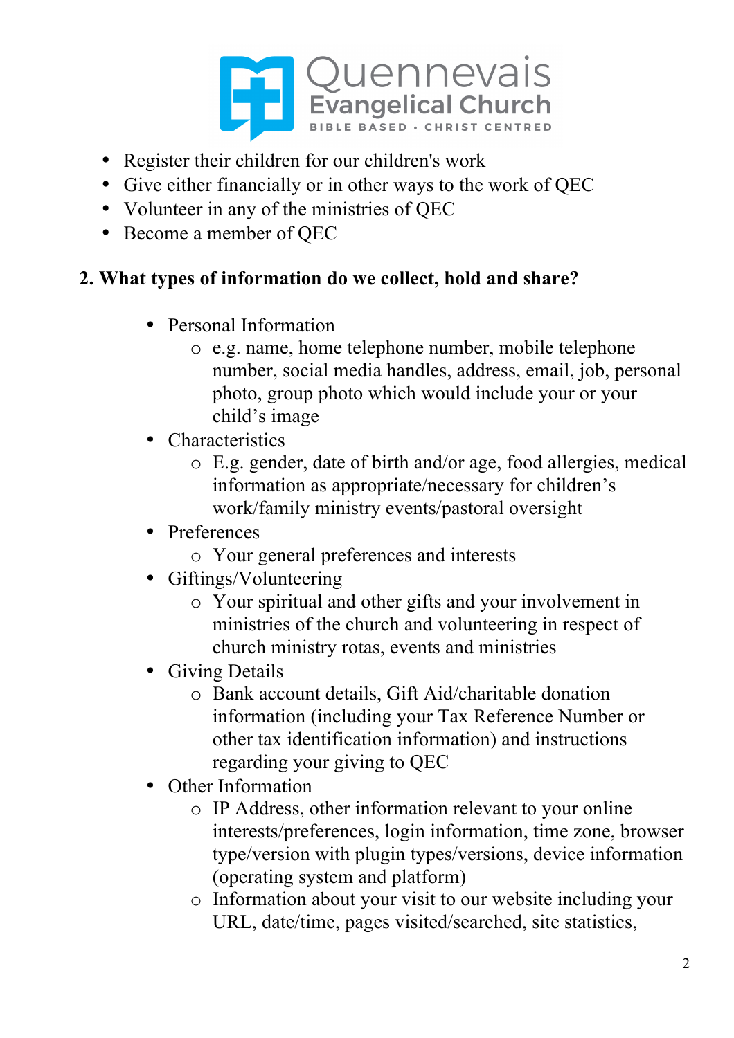- Register their children for our children's work
- Give either financially or in other ways to the work of QEC
- Volunteer in any of the ministries of QEC
- Become a member of QEC

**2. What types of information do we collect, hold and share?**

- Personal Information
  - e.g. name, home telephone number, mobile telephone number, social media handles, address, email, job, personal photo, group photo which would include your or your child's image
- Characteristics
  - E.g. gender, date of birth and/or age, food allergies, medical information as appropriate/necessary for children's work/family ministry events/pastoral oversight
- Preferences
  - Your general preferences and interests
- Giftings/Volunteering
  - Your spiritual and other gifts and your involvement in ministries of the church and volunteering in respect of church ministry rotas, events and ministries
- Giving Details
  - Bank account details, Gift Aid/charitable donation information (including your Tax Reference Number or other tax identification information) and instructions regarding your giving to QEC
- Other Information
  - IP Address, other information relevant to your online interests/preferences, login information, time zone, browser type/version with plugin types/versions, device information (operating system and platform)
  - Information about your visit to our website including your URL, date/time, pages visited/searched, site statistics,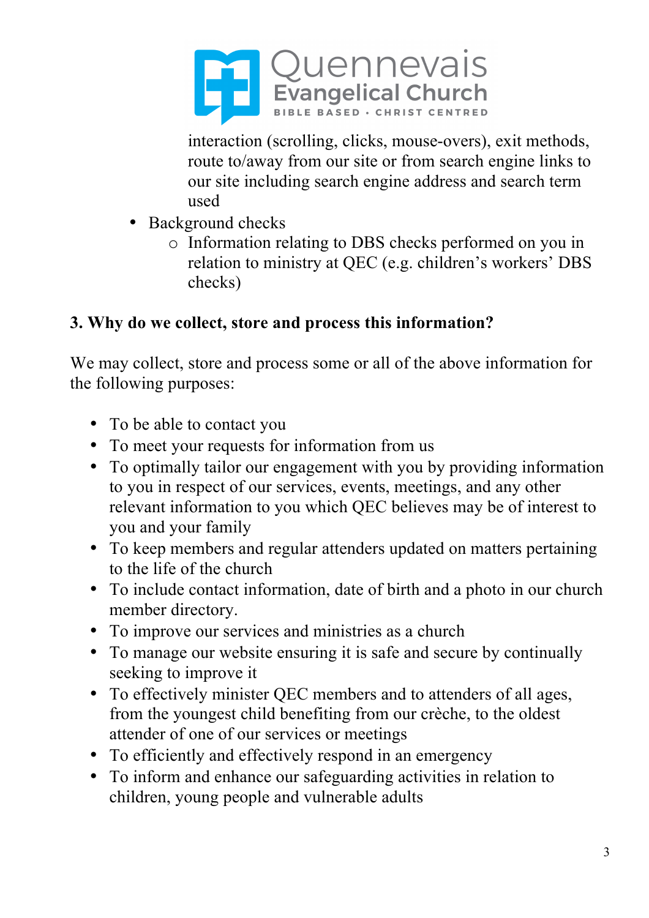interaction (scrolling, clicks, mouse-overs), exit methods, route to/away from our site or from search engine links to our site including search engine address and search term used

- Background checks
    - Information relating to DBS checks performed on you in relation to ministry at QEC (e.g. children's workers' DBS checks)

**3. Why do we collect, store and process this information?**

We may collect, store and process some or all of the above information for the following purposes:

- To be able to contact you
- To meet your requests for information from us
- To optimally tailor our engagement with you by providing information to you in respect of our services, events, meetings, and any other relevant information to you which QEC believes may be of interest to you and your family
- To keep members and regular attenders updated on matters pertaining to the life of the church
- To include contact information, date of birth and a photo in our church member directory.
- To improve our services and ministries as a church
- To manage our website ensuring it is safe and secure by continually seeking to improve it
- To effectively minister QEC members and to attenders of all ages, from the youngest child benefiting from our crèche, to the oldest attender of one of our services or meetings
- To efficiently and effectively respond in an emergency
- To inform and enhance our safeguarding activities in relation to children, young people and vulnerable adults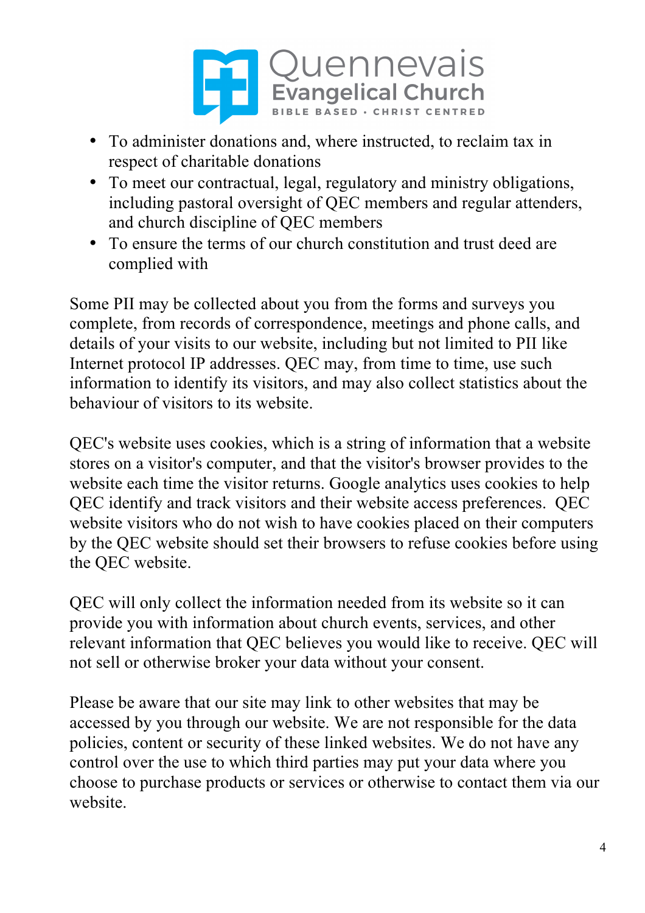- To administer donations and, where instructed, to reclaim tax in respect of charitable donations
- To meet our contractual, legal, regulatory and ministry obligations, including pastoral oversight of QEC members and regular attenders, and church discipline of QEC members
- To ensure the terms of our church constitution and trust deed are complied with

Some PII may be collected about you from the forms and surveys you complete, from records of correspondence, meetings and phone calls, and details of your visits to our website, including but not limited to PII like Internet protocol IP addresses. QEC may, from time to time, use such information to identify its visitors, and may also collect statistics about the behaviour of visitors to its website.

QEC's website uses cookies, which is a string of information that a website stores on a visitor's computer, and that the visitor's browser provides to the website each time the visitor returns. Google analytics uses cookies to help QEC identify and track visitors and their website access preferences. QEC website visitors who do not wish to have cookies placed on their computers by the QEC website should set their browsers to refuse cookies before using the QEC website.

QEC will only collect the information needed from its website so it can provide you with information about church events, services, and other relevant information that QEC believes you would like to receive. QEC will not sell or otherwise broker your data without your consent.

Please be aware that our site may link to other websites that may be accessed by you through our website. We are not responsible for the data policies, content or security of these linked websites. We do not have any control over the use to which third parties may put your data where you choose to purchase products or services or otherwise to contact them via our website.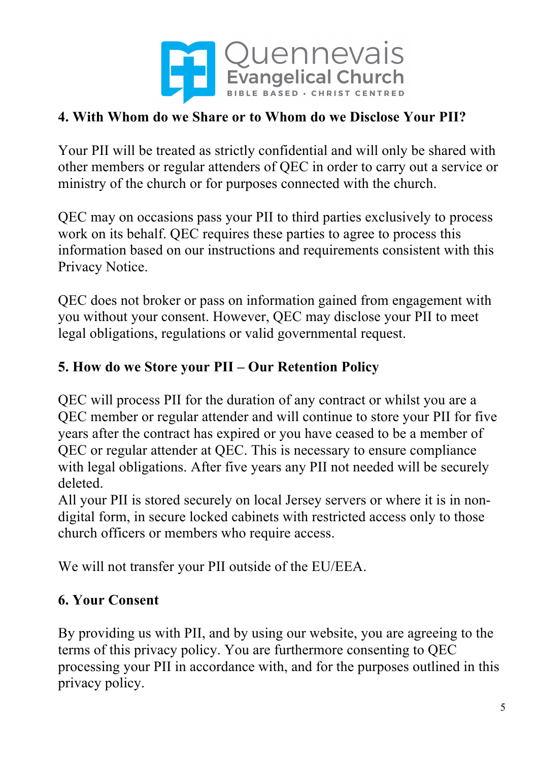## 4. With Whom do we Share or to Whom do we Disclose Your PII?

Your PII will be treated as strictly confidential and will only be shared with other members or regular attenders of QEC in order to carry out a service or ministry of the church or for purposes connected with the church.

QEC may on occasions pass your PII to third parties exclusively to process work on its behalf. QEC requires these parties to agree to process this information based on our instructions and requirements consistent with this Privacy Notice.

QEC does not broker or pass on information gained from engagement with you without your consent. However, QEC may disclose your PII to meet legal obligations, regulations or valid governmental request.

## 5. How do we Store your PII – Our Retention Policy

QEC will process PII for the duration of any contract or whilst you are a QEC member or regular attender and will continue to store your PII for five years after the contract has expired or you have ceased to be a member of QEC or regular attender at QEC. This is necessary to ensure compliance with legal obligations. After five years any PII not needed will be securely deleted.
All your PII is stored securely on local Jersey servers or where it is in non-digital form, in secure locked cabinets with restricted access only to those church officers or members who require access.

We will not transfer your PII outside of the EU/EEA.

## 6. Your Consent

By providing us with PII, and by using our website, you are agreeing to the terms of this privacy policy. You are furthermore consenting to QEC processing your PII in accordance with, and for the purposes outlined in this privacy policy.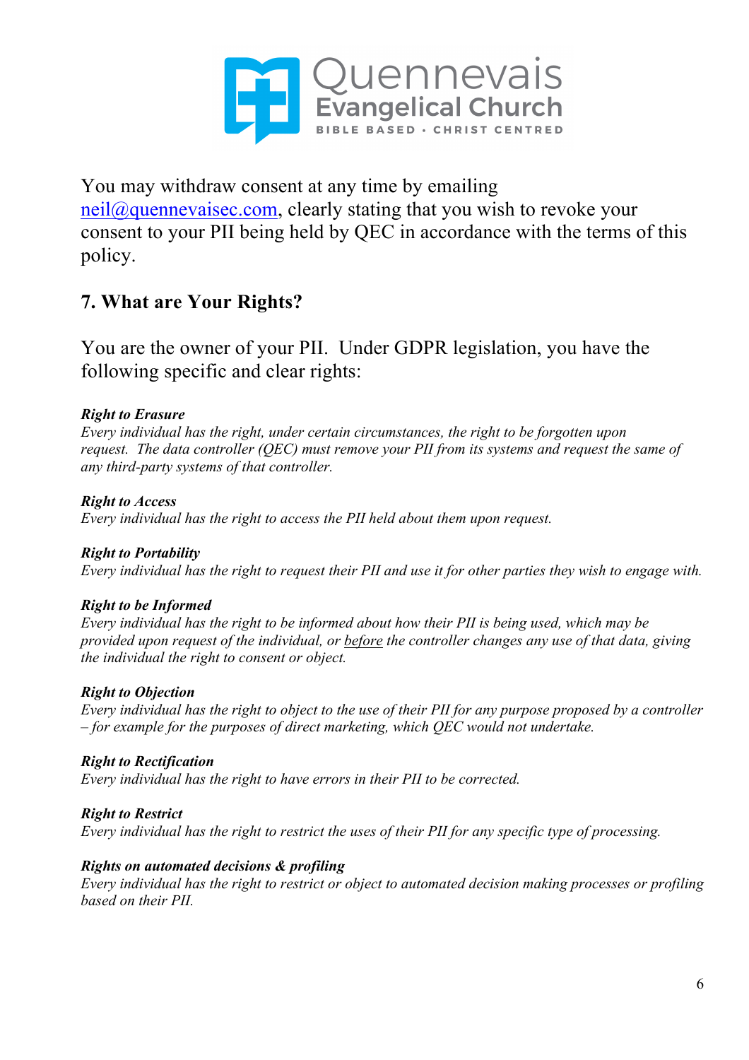You may withdraw consent at any time by emailing neil@quennevaisec.com, clearly stating that you wish to revoke your consent to your PII being held by QEC in accordance with the terms of this policy.

## 7. What are Your Rights?

You are the owner of your PII. Under GDPR legislation, you have the following specific and clear rights:

***Right to Erasure***
*Every individual has the right, under certain circumstances, the right to be forgotten upon request. The data controller (QEC) must remove your PII from its systems and request the same of any third-party systems of that controller.*

***Right to Access***
*Every individual has the right to access the PII held about them upon request.*

***Right to Portability***
*Every individual has the right to request their PII and use it for other parties they wish to engage with.*

***Right to be Informed***
*Every individual has the right to be informed about how their PII is being used, which may be provided upon request of the individual, or before the controller changes any use of that data, giving the individual the right to consent or object.*

***Right to Objection***
*Every individual has the right to object to the use of their PII for any purpose proposed by a controller – for example for the purposes of direct marketing, which QEC would not undertake.*

***Right to Rectification***
*Every individual has the right to have errors in their PII to be corrected.*

***Right to Restrict***
*Every individual has the right to restrict the uses of their PII for any specific type of processing.*

***Rights on automated decisions & profiling***
*Every individual has the right to restrict or object to automated decision making processes or profiling based on their PII.*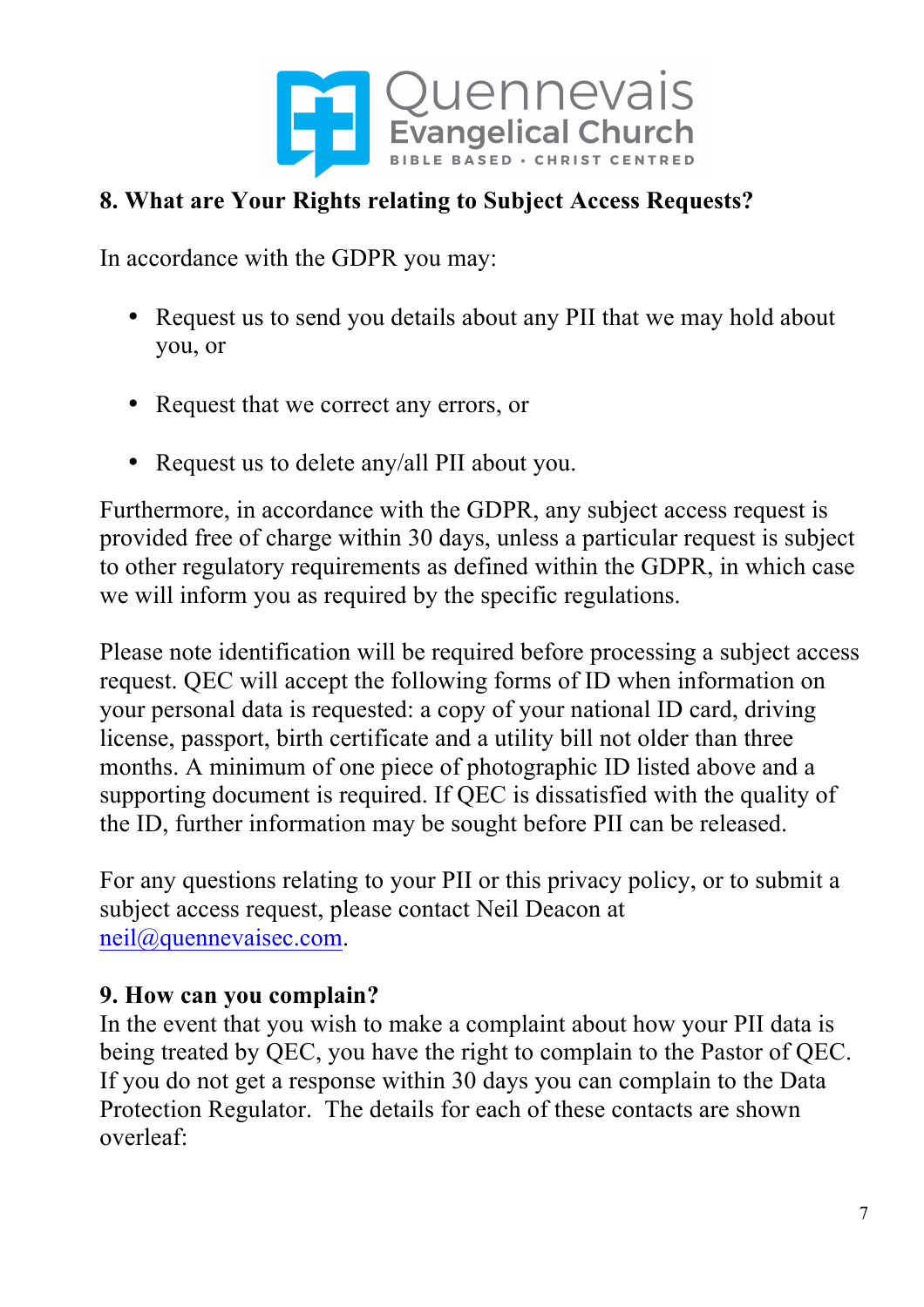Quennevais Evangelical Church

BIBLE BASED • CHRIST CENTRED

## 8. What are Your Rights relating to Subject Access Requests?

In accordance with the GDPR you may:

- Request us to send you details about any PII that we may hold about you, or
- Request that we correct any errors, or
- Request us to delete any/all PII about you.

Furthermore, in accordance with the GDPR, any subject access request is provided free of charge within 30 days, unless a particular request is subject to other regulatory requirements as defined within the GDPR, in which case we will inform you as required by the specific regulations.

Please note identification will be required before processing a subject access request. QEC will accept the following forms of ID when information on your personal data is requested: a copy of your national ID card, driving license, passport, birth certificate and a utility bill not older than three months. A minimum of one piece of photographic ID listed above and a supporting document is required. If QEC is dissatisfied with the quality of the ID, further information may be sought before PII can be released.

For any questions relating to your PII or this privacy policy, or to submit a subject access request, please contact Neil Deacon at neil@quennevaisec.com.

## 9. How can you complain?

In the event that you wish to make a complaint about how your PII data is being treated by QEC, you have the right to complain to the Pastor of QEC. If you do not get a response within 30 days you can complain to the Data Protection Regulator. The details for each of these contacts are shown overleaf: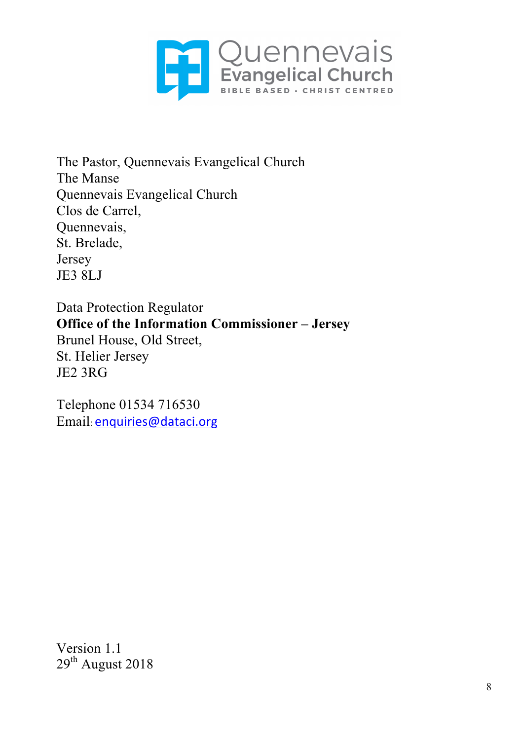Quennevais Evangelical Church
BIBLE BASED • CHRIST CENTRED

The Pastor, Quennevais Evangelical Church
The Manse
Quennevais Evangelical Church
Clos de Carrel,
Quennevais,
St. Brelade,
Jersey
JE3 8LJ

Data Protection Regulator
**Office of the Information Commissioner – Jersey**
Brunel House, Old Street,
St. Helier Jersey
JE2 3RG

Telephone 01534 716530
Email: enquiries@dataci.org

Version 1.1
29th August 2018